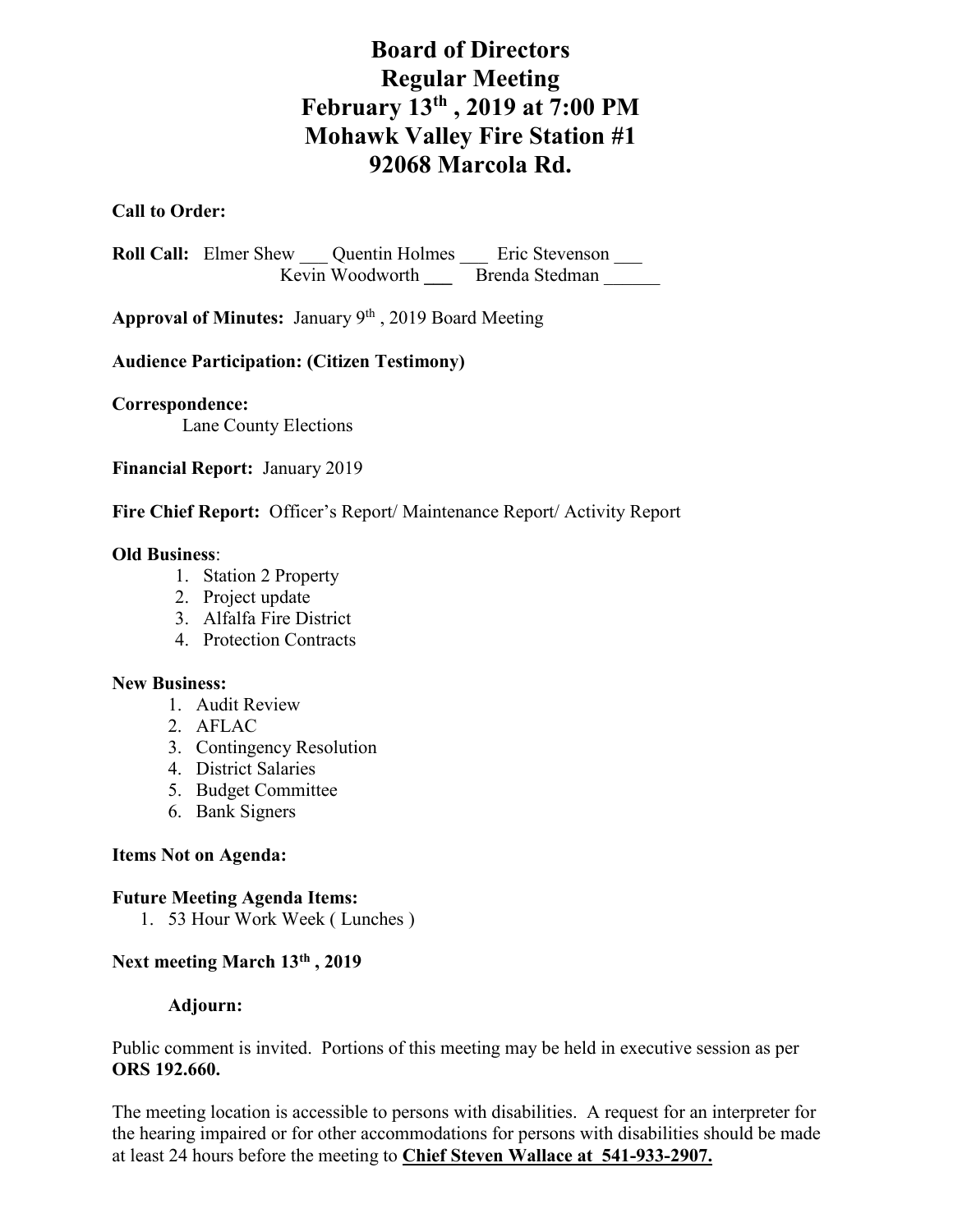# Board of Directors
# Regular Meeting
# February 13th, 2019 at 7:00 PM
# Mohawk Valley Fire Station #1
# 92068 Marcola Rd.

**Call to Order:**

**Roll Call:** Elmer Shew ___ Quentin Holmes ___ Eric Stevenson ___
Kevin Woodworth ___ Brenda Stedman ______

**Approval of Minutes:** January 9th, 2019 Board Meeting

**Audience Participation: (Citizen Testimony)**

**Correspondence:**
Lane County Elections

**Financial Report:** January 2019

**Fire Chief Report:** Officer's Report/ Maintenance Report/ Activity Report

**Old Business**:
1. Station 2 Property
2. Project update
3. Alfalfa Fire District
4. Protection Contracts

**New Business:**
1. Audit Review
2. AFLAC
3. Contingency Resolution
4. District Salaries
5. Budget Committee
6. Bank Signers

**Items Not on Agenda:**

**Future Meeting Agenda Items:**
1. 53 Hour Work Week ( Lunches )

**Next meeting March 13th, 2019**

**Adjourn:**

Public comment is invited. Portions of this meeting may be held in executive session as per **ORS 192.660.**

The meeting location is accessible to persons with disabilities. A request for an interpreter for the hearing impaired or for other accommodations for persons with disabilities should be made at least 24 hours before the meeting to **Chief Steven Wallace at 541-933-2907.**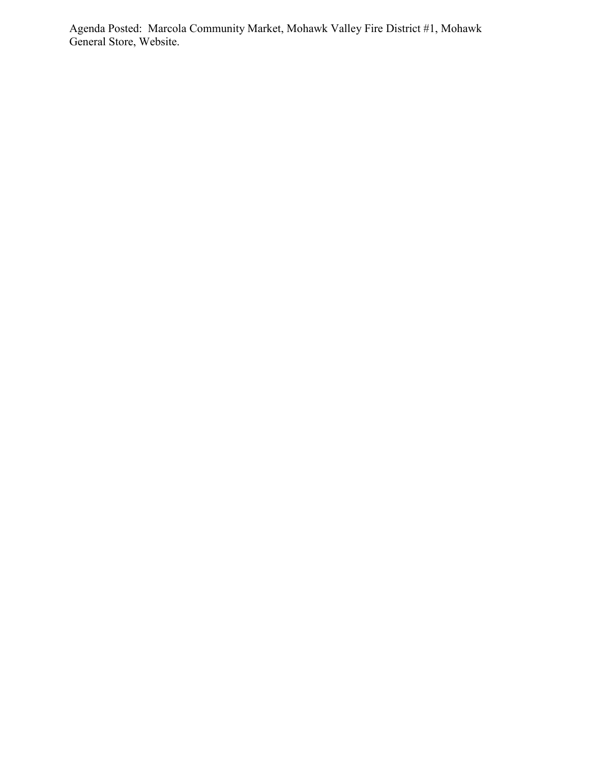Agenda Posted: Marcola Community Market, Mohawk Valley Fire District #1, Mohawk General Store, Website.